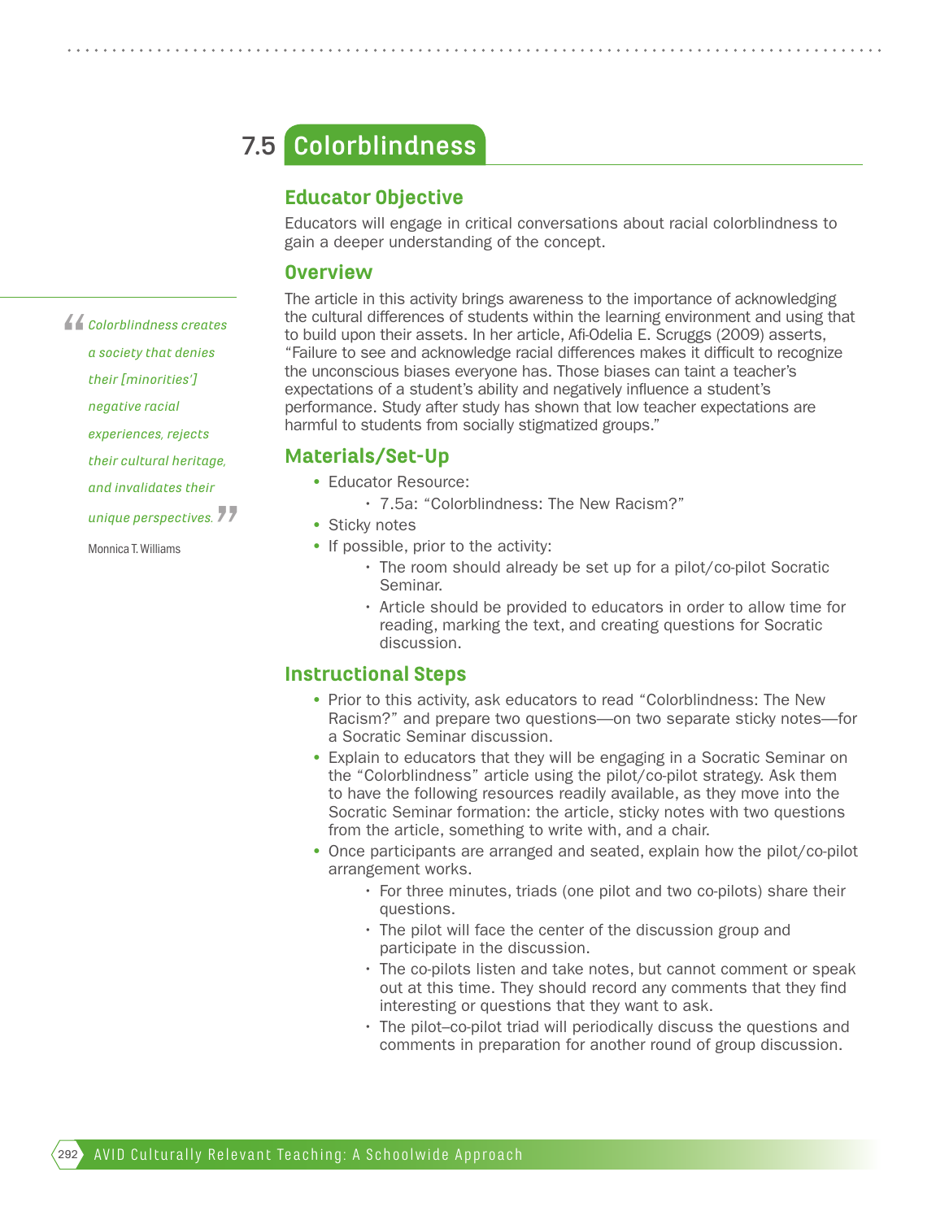# 7.5 Colorblindness

## Educator Objective

Educators will engage in critical conversations about racial colorblindness to gain a deeper understanding of the concept.

> *Colorblindness creates a society that denies their [minorities'] negative racial experiences, rejects their cultural heritage, and invalidates their unique perspectives.*
>
> Monnica T. Williams

## Overview

The article in this activity brings awareness to the importance of acknowledging the cultural differences of students within the learning environment and using that to build upon their assets. In her article, Afi-Odelia E. Scruggs (2009) asserts, "Failure to see and acknowledge racial differences makes it difficult to recognize the unconscious biases everyone has. Those biases can taint a teacher's expectations of a student's ability and negatively influence a student's performance. Study after study has shown that low teacher expectations are harmful to students from socially stigmatized groups."

## Materials/Set-Up

- Educator Resource:
  - 7.5a: "Colorblindness: The New Racism?"
- Sticky notes
- If possible, prior to the activity:
  - The room should already be set up for a pilot/co-pilot Socratic Seminar.
  - Article should be provided to educators in order to allow time for reading, marking the text, and creating questions for Socratic discussion.

## Instructional Steps

- Prior to this activity, ask educators to read "Colorblindness: The New Racism?" and prepare two questions—on two separate sticky notes—for a Socratic Seminar discussion.
- Explain to educators that they will be engaging in a Socratic Seminar on the "Colorblindness" article using the pilot/co-pilot strategy. Ask them to have the following resources readily available, as they move into the Socratic Seminar formation: the article, sticky notes with two questions from the article, something to write with, and a chair.
- Once participants are arranged and seated, explain how the pilot/co-pilot arrangement works.
  - For three minutes, triads (one pilot and two co-pilots) share their questions.
  - The pilot will face the center of the discussion group and participate in the discussion.
  - The co-pilots listen and take notes, but cannot comment or speak out at this time. They should record any comments that they find interesting or questions that they want to ask.
  - The pilot–co-pilot triad will periodically discuss the questions and comments in preparation for another round of group discussion.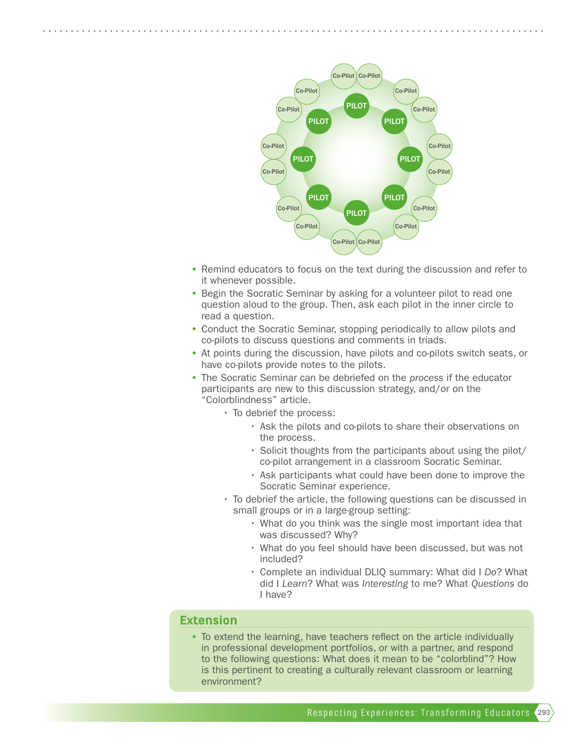- Remind educators to focus on the text during the discussion and refer to it whenever possible.
- Begin the Socratic Seminar by asking for a volunteer pilot to read one question aloud to the group. Then, ask each pilot in the inner circle to read a question.
- Conduct the Socratic Seminar, stopping periodically to allow pilots and co-pilots to discuss questions and comments in triads.
- At points during the discussion, have pilots and co-pilots switch seats, or have co-pilots provide notes to the pilots.
- The Socratic Seminar can be debriefed on the *process* if the educator participants are new to this discussion strategy, and/or on the "Colorblindness" article.
    - To debrief the process:
        - Ask the pilots and co-pilots to share their observations on the process.
        - Solicit thoughts from the participants about using the pilot/co-pilot arrangement in a classroom Socratic Seminar.
        - Ask participants what could have been done to improve the Socratic Seminar experience.
    - To debrief the article, the following questions can be discussed in small groups or in a large-group setting:
        - What do you think was the single most important idea that was discussed? Why?
        - What do you feel should have been discussed, but was not included?
        - Complete an individual DLIQ summary: What did I *Do*? What did I *Learn*? What was *Interesting* to me? What *Questions* do I have?

## Extension

- To extend the learning, have teachers reflect on the article individually in professional development portfolios, or with a partner, and respond to the following questions: What does it mean to be "colorblind"? How is this pertinent to creating a culturally relevant classroom or learning environment?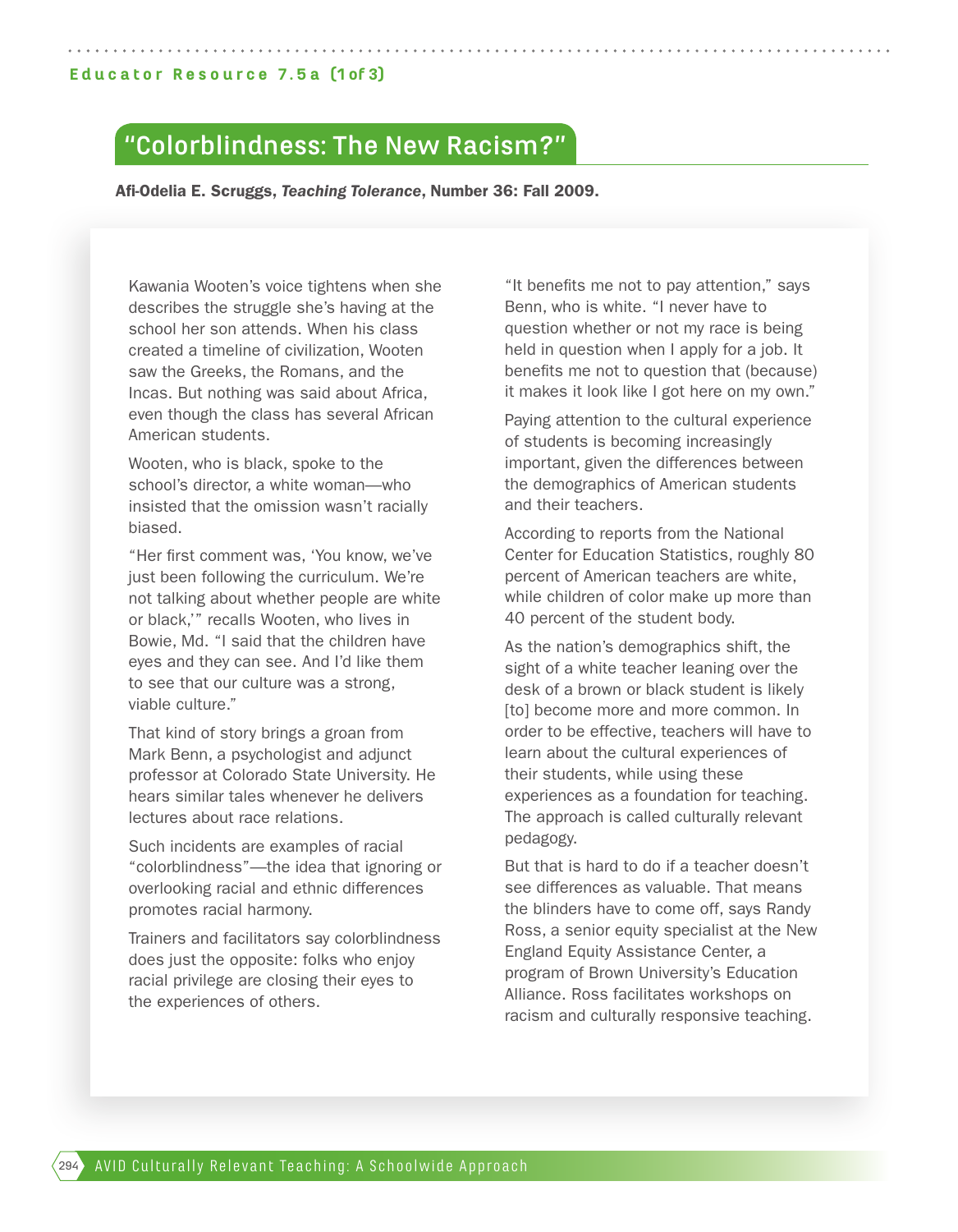Educator Resource 7.5a (1 of 3)

## "Colorblindness: The New Racism?"

**Afi-Odelia E. Scruggs, *Teaching Tolerance*, Number 36: Fall 2009.**

Kawania Wooten's voice tightens when she describes the struggle she's having at the school her son attends. When his class created a timeline of civilization, Wooten saw the Greeks, the Romans, and the Incas. But nothing was said about Africa, even though the class has several African American students.

Wooten, who is black, spoke to the school's director, a white woman—who insisted that the omission wasn't racially biased.

"Her first comment was, 'You know, we've just been following the curriculum. We're not talking about whether people are white or black,'" recalls Wooten, who lives in Bowie, Md. "I said that the children have eyes and they can see. And I'd like them to see that our culture was a strong, viable culture."

That kind of story brings a groan from Mark Benn, a psychologist and adjunct professor at Colorado State University. He hears similar tales whenever he delivers lectures about race relations.

Such incidents are examples of racial "colorblindness"—the idea that ignoring or overlooking racial and ethnic differences promotes racial harmony.

Trainers and facilitators say colorblindness does just the opposite: folks who enjoy racial privilege are closing their eyes to the experiences of others.

"It benefits me not to pay attention," says Benn, who is white. "I never have to question whether or not my race is being held in question when I apply for a job. It benefits me not to question that (because) it makes it look like I got here on my own."

Paying attention to the cultural experience of students is becoming increasingly important, given the differences between the demographics of American students and their teachers.

According to reports from the National Center for Education Statistics, roughly 80 percent of American teachers are white, while children of color make up more than 40 percent of the student body.

As the nation's demographics shift, the sight of a white teacher leaning over the desk of a brown or black student is likely [to] become more and more common. In order to be effective, teachers will have to learn about the cultural experiences of their students, while using these experiences as a foundation for teaching. The approach is called culturally relevant pedagogy.

But that is hard to do if a teacher doesn't see differences as valuable. That means the blinders have to come off, says Randy Ross, a senior equity specialist at the New England Equity Assistance Center, a program of Brown University's Education Alliance. Ross facilitates workshops on racism and culturally responsive teaching.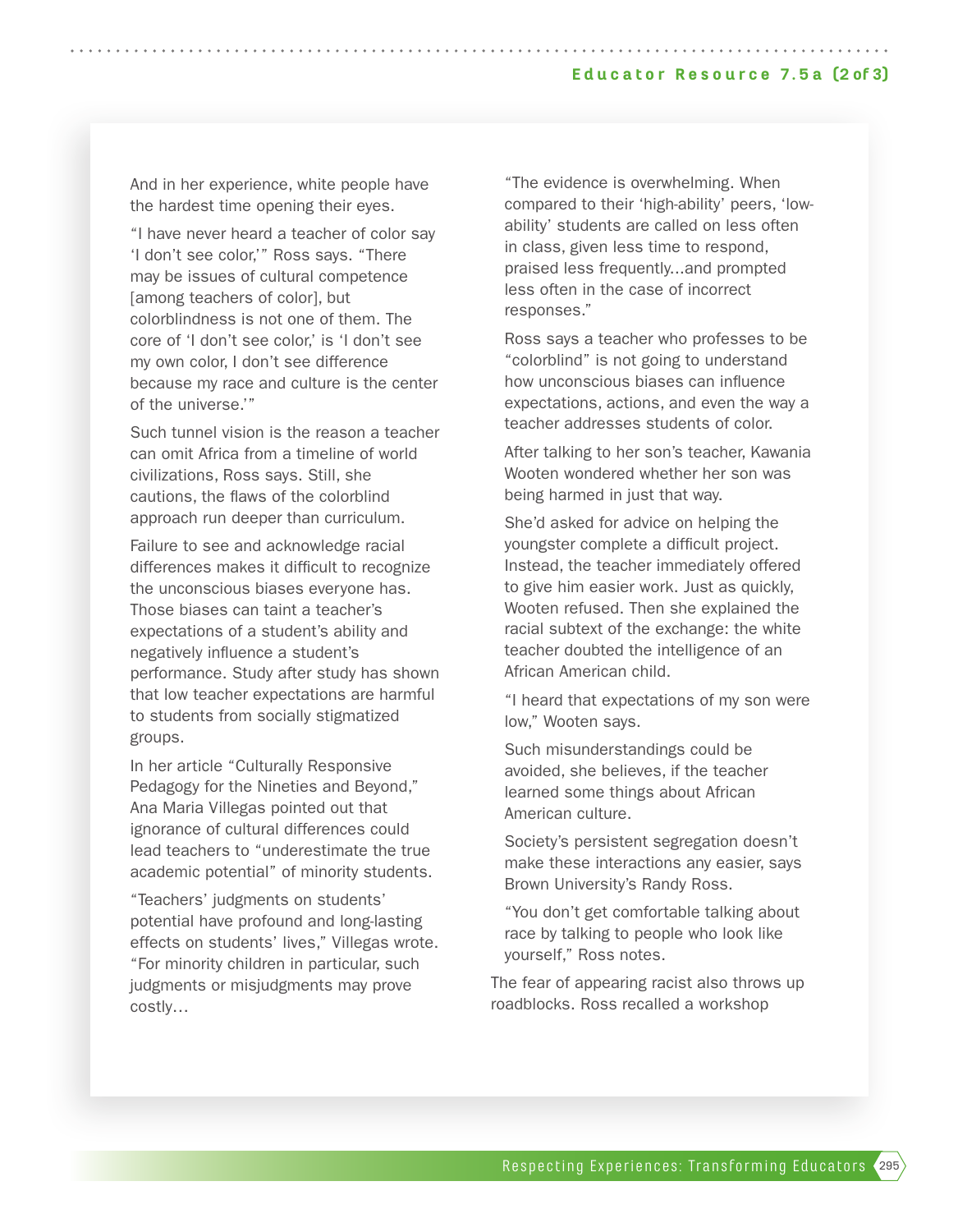And in her experience, white people have the hardest time opening their eyes.

"I have never heard a teacher of color say 'I don't see color,'" Ross says. "There may be issues of cultural competence [among teachers of color], but colorblindness is not one of them. The core of 'I don't see color,' is 'I don't see my own color, I don't see difference because my race and culture is the center of the universe.'"

Such tunnel vision is the reason a teacher can omit Africa from a timeline of world civilizations, Ross says. Still, she cautions, the flaws of the colorblind approach run deeper than curriculum.

Failure to see and acknowledge racial differences makes it difficult to recognize the unconscious biases everyone has. Those biases can taint a teacher's expectations of a student's ability and negatively influence a student's performance. Study after study has shown that low teacher expectations are harmful to students from socially stigmatized groups.

In her article "Culturally Responsive Pedagogy for the Nineties and Beyond," Ana Maria Villegas pointed out that ignorance of cultural differences could lead teachers to "underestimate the true academic potential" of minority students.

"Teachers' judgments on students' potential have profound and long-lasting effects on students' lives," Villegas wrote. "For minority children in particular, such judgments or misjudgments may prove costly…

"The evidence is overwhelming. When compared to their 'high-ability' peers, 'low-ability' students are called on less often in class, given less time to respond, praised less frequently...and prompted less often in the case of incorrect responses."

Ross says a teacher who professes to be "colorblind" is not going to understand how unconscious biases can influence expectations, actions, and even the way a teacher addresses students of color.

After talking to her son's teacher, Kawania Wooten wondered whether her son was being harmed in just that way.

She'd asked for advice on helping the youngster complete a difficult project. Instead, the teacher immediately offered to give him easier work. Just as quickly, Wooten refused. Then she explained the racial subtext of the exchange: the white teacher doubted the intelligence of an African American child.

"I heard that expectations of my son were low," Wooten says.

Such misunderstandings could be avoided, she believes, if the teacher learned some things about African American culture.

Society's persistent segregation doesn't make these interactions any easier, says Brown University's Randy Ross.

"You don't get comfortable talking about race by talking to people who look like yourself," Ross notes.

The fear of appearing racist also throws up roadblocks. Ross recalled a workshop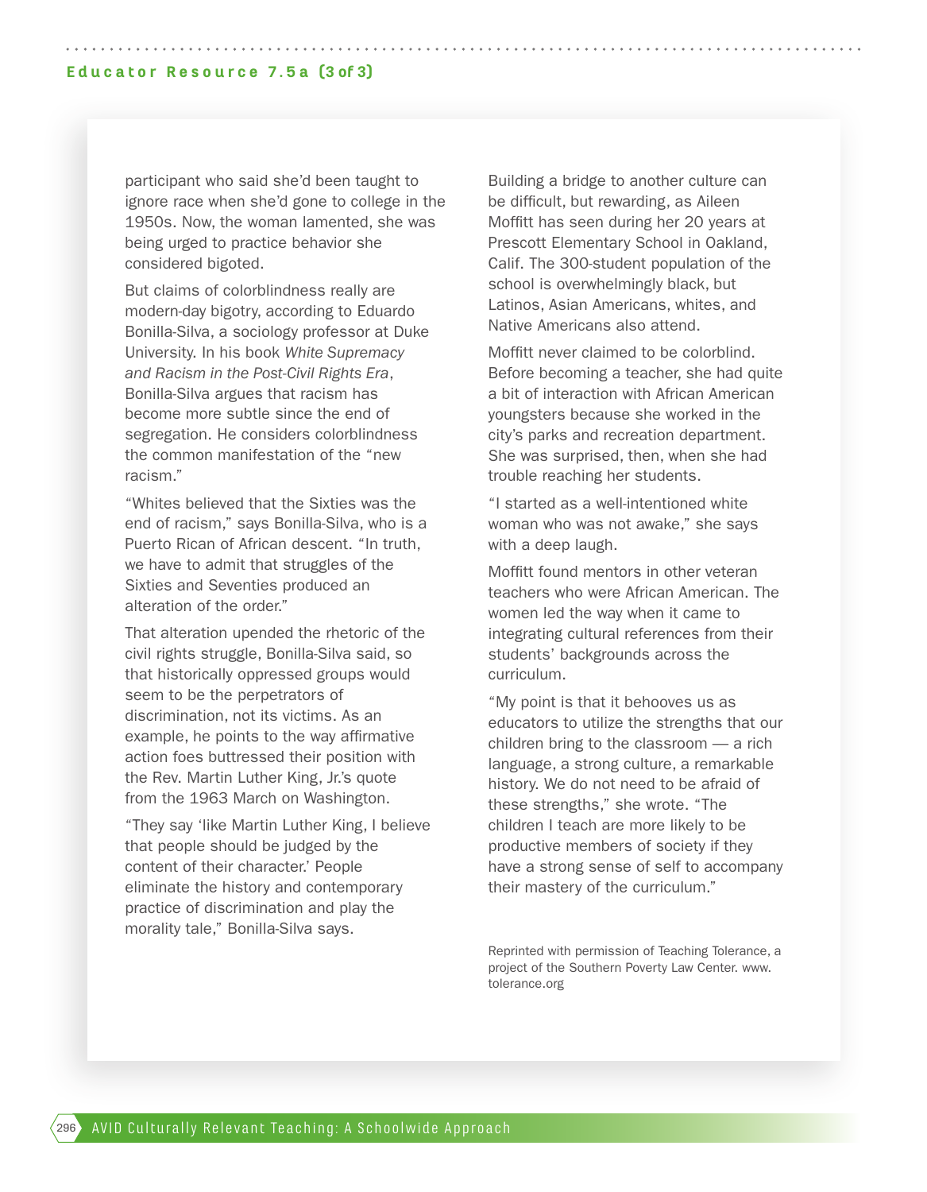participant who said she'd been taught to ignore race when she'd gone to college in the 1950s. Now, the woman lamented, she was being urged to practice behavior she considered bigoted.

But claims of colorblindness really are modern-day bigotry, according to Eduardo Bonilla-Silva, a sociology professor at Duke University. In his book *White Supremacy and Racism in the Post-Civil Rights Era*, Bonilla-Silva argues that racism has become more subtle since the end of segregation. He considers colorblindness the common manifestation of the "new racism."

"Whites believed that the Sixties was the end of racism," says Bonilla-Silva, who is a Puerto Rican of African descent. "In truth, we have to admit that struggles of the Sixties and Seventies produced an alteration of the order."

That alteration upended the rhetoric of the civil rights struggle, Bonilla-Silva said, so that historically oppressed groups would seem to be the perpetrators of discrimination, not its victims. As an example, he points to the way affirmative action foes buttressed their position with the Rev. Martin Luther King, Jr.'s quote from the 1963 March on Washington.

"They say 'like Martin Luther King, I believe that people should be judged by the content of their character.' People eliminate the history and contemporary practice of discrimination and play the morality tale," Bonilla-Silva says.

Building a bridge to another culture can be difficult, but rewarding, as Aileen Moffitt has seen during her 20 years at Prescott Elementary School in Oakland, Calif. The 300-student population of the school is overwhelmingly black, but Latinos, Asian Americans, whites, and Native Americans also attend.

Moffitt never claimed to be colorblind. Before becoming a teacher, she had quite a bit of interaction with African American youngsters because she worked in the city's parks and recreation department. She was surprised, then, when she had trouble reaching her students.

"I started as a well-intentioned white woman who was not awake," she says with a deep laugh.

Moffitt found mentors in other veteran teachers who were African American. The women led the way when it came to integrating cultural references from their students' backgrounds across the curriculum.

"My point is that it behooves us as educators to utilize the strengths that our children bring to the classroom — a rich language, a strong culture, a remarkable history. We do not need to be afraid of these strengths," she wrote. "The children I teach are more likely to be productive members of society if they have a strong sense of self to accompany their mastery of the curriculum."

Reprinted with permission of Teaching Tolerance, a project of the Southern Poverty Law Center. www.tolerance.org